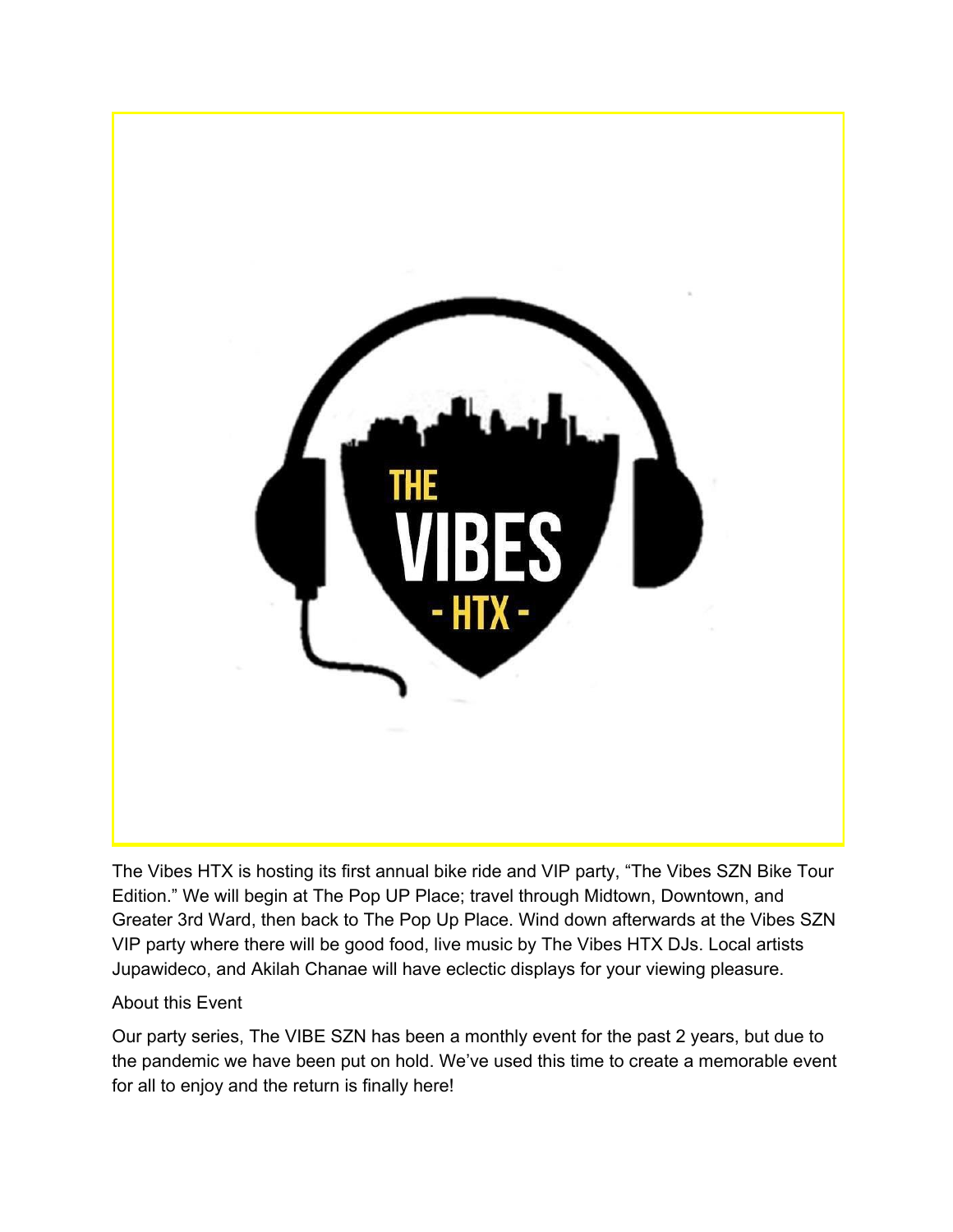The Vibes HTX is hosting its first annual bike ride and VIP party, "The Vibes SZN Bike Tour Edition." We will begin at The Pop UP Place; travel through Midtown, Downtown, and Greater 3rd Ward, then back to The Pop Up Place. Wind down afterwards at the Vibes SZN VIP party where there will be good food, live music by The Vibes HTX DJs. Local artists Jupawideco, and Akilah Chanae will have eclectic displays for your viewing pleasure.

About this Event

Our party series, The VIBE SZN has been a monthly event for the past 2 years, but due to the pandemic we have been put on hold. We've used this time to create a memorable event for all to enjoy and the return is finally here!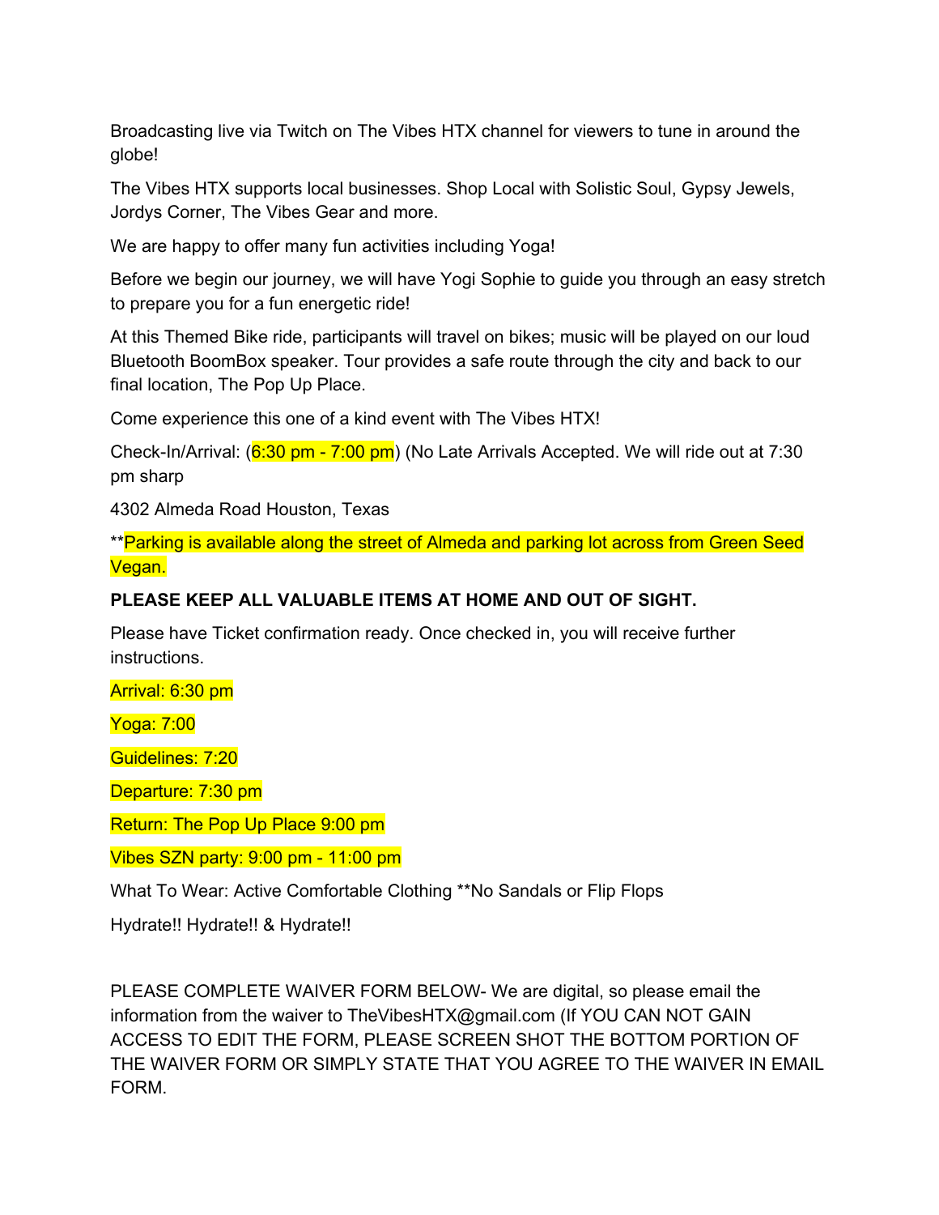Broadcasting live via Twitch on The Vibes HTX channel for viewers to tune in around the globe!

The Vibes HTX supports local businesses. Shop Local with Solistic Soul, Gypsy Jewels, Jordys Corner, The Vibes Gear and more.

We are happy to offer many fun activities including Yoga!

Before we begin our journey, we will have Yogi Sophie to guide you through an easy stretch to prepare you for a fun energetic ride!

At this Themed Bike ride, participants will travel on bikes; music will be played on our loud Bluetooth BoomBox speaker. Tour provides a safe route through the city and back to our final location, The Pop Up Place.

Come experience this one of a kind event with The Vibes HTX!

Check-In/Arrival: (6:30 pm - 7:00 pm) (No Late Arrivals Accepted. We will ride out at 7:30 pm sharp

4302 Almeda Road Houston, Texas

**Parking is available along the street of Almeda and parking lot across from Green Seed Vegan.

**PLEASE KEEP ALL VALUABLE ITEMS AT HOME AND OUT OF SIGHT.**

Please have Ticket confirmation ready. Once checked in, you will receive further instructions.

Arrival: 6:30 pm

Yoga: 7:00

Guidelines: 7:20

Departure: 7:30 pm

Return: The Pop Up Place 9:00 pm

Vibes SZN party: 9:00 pm - 11:00 pm

What To Wear: Active Comfortable Clothing **No Sandals or Flip Flops

Hydrate!! Hydrate!! & Hydrate!!

PLEASE COMPLETE WAIVER FORM BELOW- We are digital, so please email the information from the waiver to TheVibesHTX@gmail.com (If YOU CAN NOT GAIN ACCESS TO EDIT THE FORM, PLEASE SCREEN SHOT THE BOTTOM PORTION OF THE WAIVER FORM OR SIMPLY STATE THAT YOU AGREE TO THE WAIVER IN EMAIL FORM.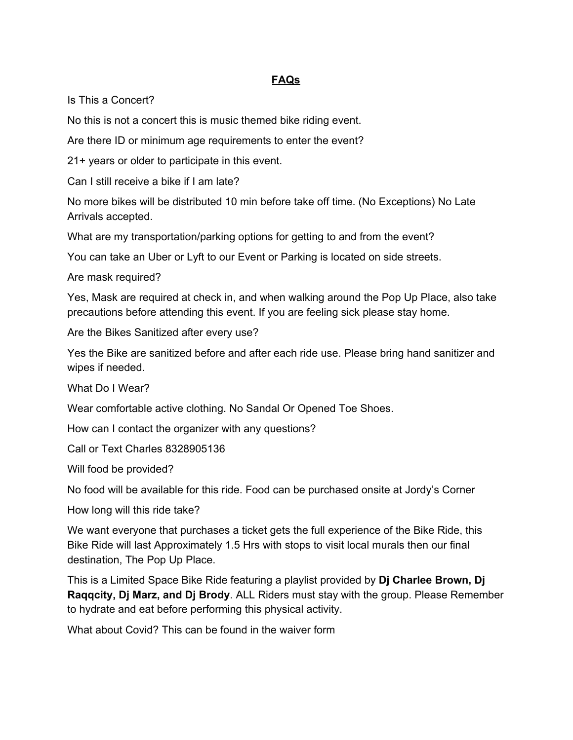## FAQs

Is This a Concert?

No this is not a concert this is music themed bike riding event.

Are there ID or minimum age requirements to enter the event?

21+ years or older to participate in this event.

Can I still receive a bike if I am late?

No more bikes will be distributed 10 min before take off time. (No Exceptions) No Late Arrivals accepted.

What are my transportation/parking options for getting to and from the event?

You can take an Uber or Lyft to our Event or Parking is located on side streets.

Are mask required?

Yes, Mask are required at check in, and when walking around the Pop Up Place, also take precautions before attending this event. If you are feeling sick please stay home.

Are the Bikes Sanitized after every use?

Yes the Bike are sanitized before and after each ride use. Please bring hand sanitizer and wipes if needed.

What Do I Wear?

Wear comfortable active clothing. No Sandal Or Opened Toe Shoes.

How can I contact the organizer with any questions?

Call or Text Charles 8328905136

Will food be provided?

No food will be available for this ride. Food can be purchased onsite at Jordy's Corner

How long will this ride take?

We want everyone that purchases a ticket gets the full experience of the Bike Ride, this Bike Ride will last Approximately 1.5 Hrs with stops to visit local murals then our final destination, The Pop Up Place.

This is a Limited Space Bike Ride featuring a playlist provided by **Dj Charlee Brown, Dj Raqqcity, Dj Marz, and Dj Brody**. ALL Riders must stay with the group. Please Remember to hydrate and eat before performing this physical activity.

What about Covid? This can be found in the waiver form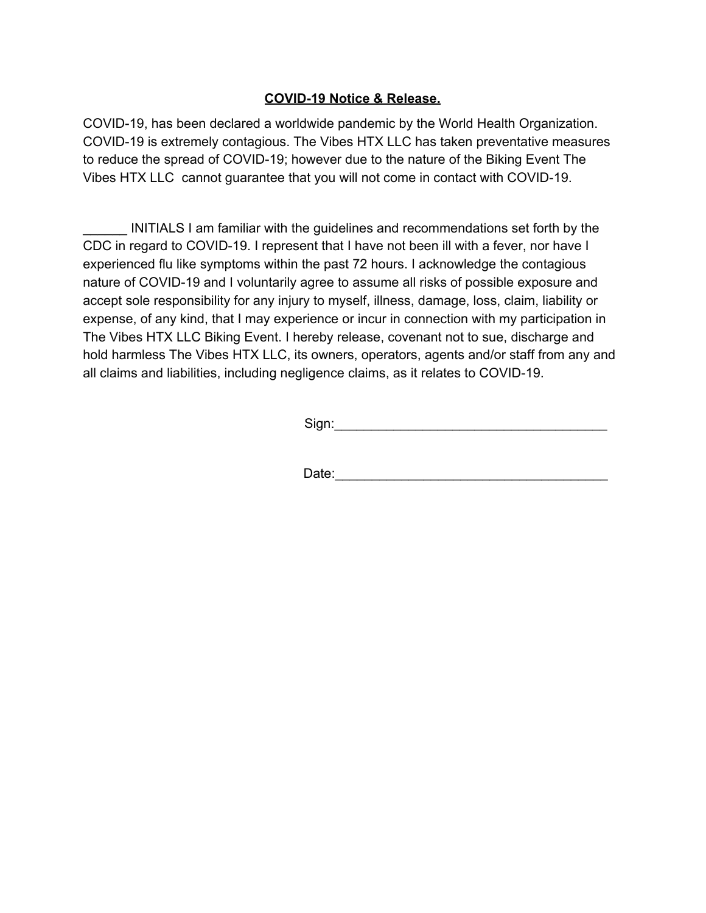**<u>COVID-19 Notice & Release.</u>**

COVID-19, has been declared a worldwide pandemic by the World Health Organization. COVID-19 is extremely contagious. The Vibes HTX LLC has taken preventative measures to reduce the spread of COVID-19; however due to the nature of the Biking Event The Vibes HTX LLC cannot guarantee that you will not come in contact with COVID-19.

______ INITIALS I am familiar with the guidelines and recommendations set forth by the CDC in regard to COVID-19. I represent that I have not been ill with a fever, nor have I experienced flu like symptoms within the past 72 hours. I acknowledge the contagious nature of COVID-19 and I voluntarily agree to assume all risks of possible exposure and accept sole responsibility for any injury to myself, illness, damage, loss, claim, liability or expense, of any kind, that I may experience or incur in connection with my participation in The Vibes HTX LLC Biking Event. I hereby release, covenant not to sue, discharge and hold harmless The Vibes HTX LLC, its owners, operators, agents and/or staff from any and all claims and liabilities, including negligence claims, as it relates to COVID-19.

Sign:______________________________________

Date:______________________________________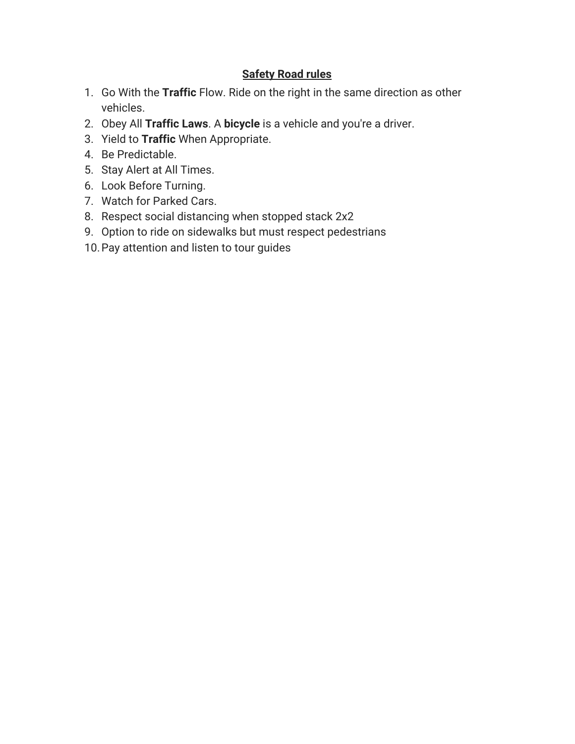## Safety Road rules

1. Go With the **Traffic** Flow. Ride on the right in the same direction as other vehicles.
2. Obey All **Traffic Laws**. A **bicycle** is a vehicle and you're a driver.
3. Yield to **Traffic** When Appropriate.
4. Be Predictable.
5. Stay Alert at All Times.
6. Look Before Turning.
7. Watch for Parked Cars.
8. Respect social distancing when stopped stack 2x2
9. Option to ride on sidewalks but must respect pedestrians
10. Pay attention and listen to tour guides